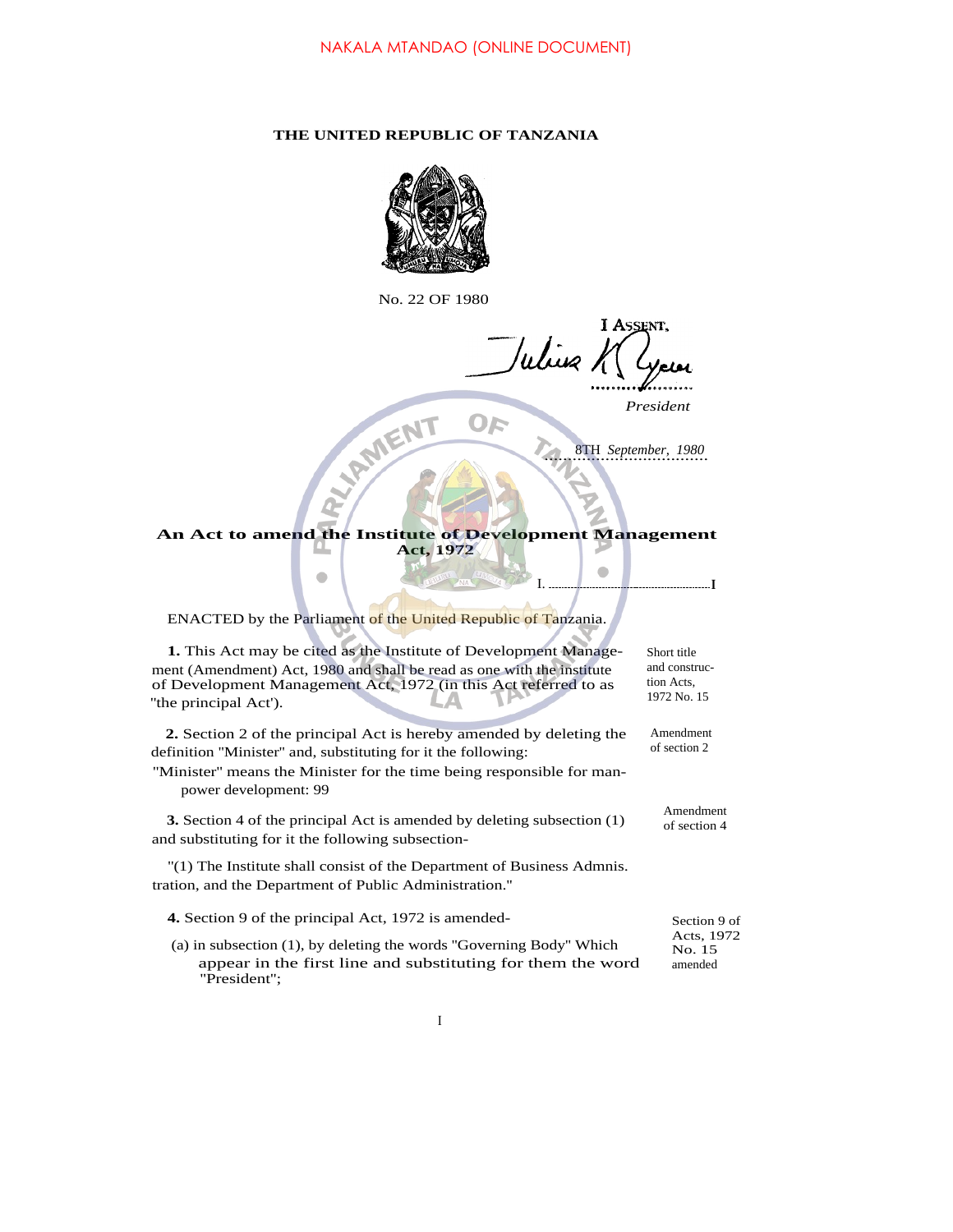NAKALA MTANDAO (ONLINE DOCUMENT)

**THE UNITED REPUBLIC OF TANZANIA**

No. 22 OF 1980

I ASSENT,

*President*

8TH *September, 1980*

## An Act to amend the Institute of Development Management Act, 1972

I. ........................................................I

ENACTED by the Parliament of the United Republic of Tanzania.

**1.** This Act may be cited as the Institute of Development Management (Amendment) Act, 1980 and shall be read as one with the institute of Development Management Act, 1972 (in this Act referred to as "the principal Act').

Short title and construction Acts, 1972 No. 15

**2.** Section 2 of the principal Act is hereby amended by deleting the definition "Minister" and, substituting for it the following:

"Minister" means the Minister for the time being responsible for man-power development: 99

Amendment of section 2

**3.** Section 4 of the principal Act is amended by deleting subsection (1) and substituting for it the following subsection-

Amendment of section 4

"(1) The Institute shall consist of the Department of Business Admnis. tration, and the Department of Public Administration."

**4.** Section 9 of the principal Act, 1972 is amended-

Section 9 of Acts, 1972 No. 15 amended

(a) in subsection (1), by deleting the words "Governing Body" Which appear in the first line and substituting for them the word "President";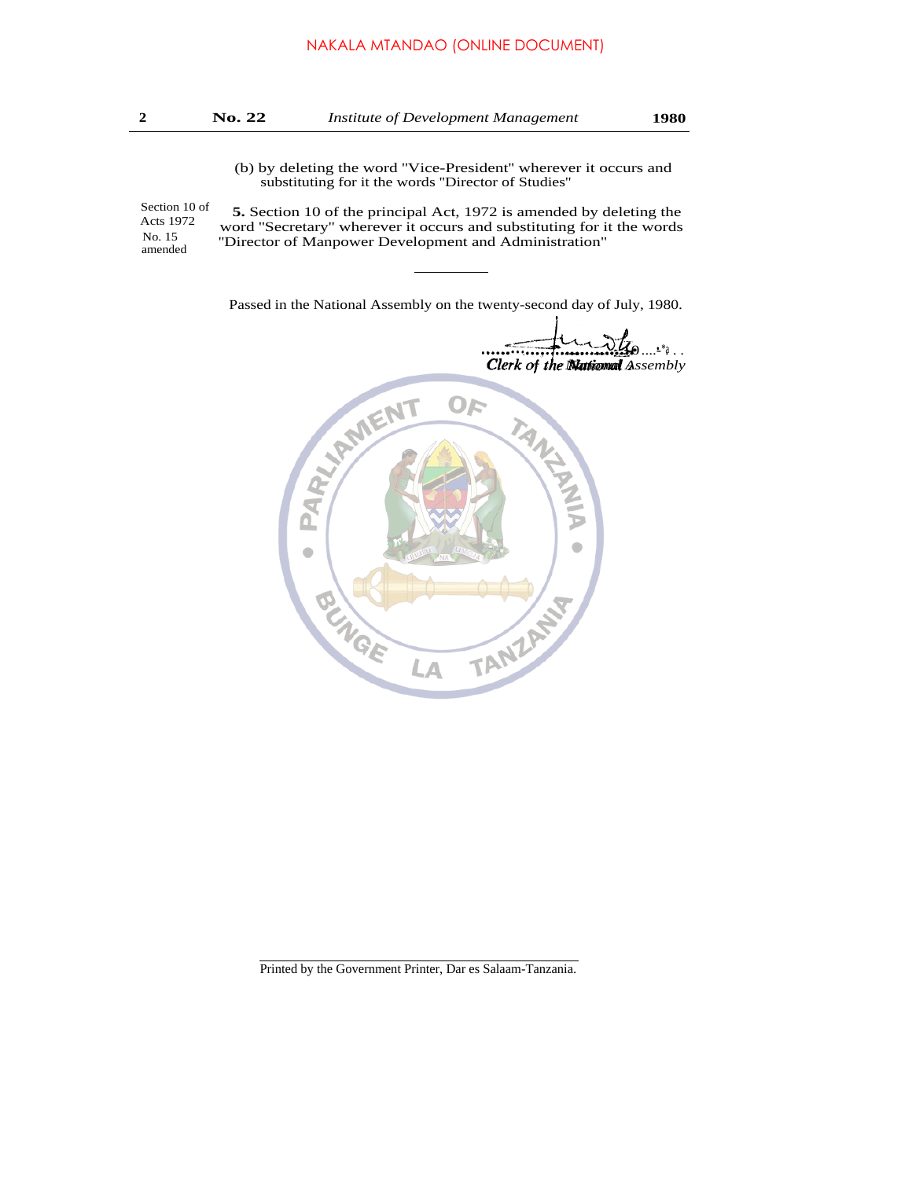(b) by deleting the word "Vice-President" wherever it occurs and substituting for it the words "Director of Studies"

Section 10 of Acts 1972 No. 15 amended

**5.** Section 10 of the principal Act, 1972 is amended by deleting the word "Secretary" wherever it occurs and substituting for it the words "Director of Manpower Development and Administration"

---

Passed in the National Assembly on the twenty-second day of July, 1980.

*Clerk of the National Assembly*

Printed by the Government Printer, Dar es Salaam-Tanzania.